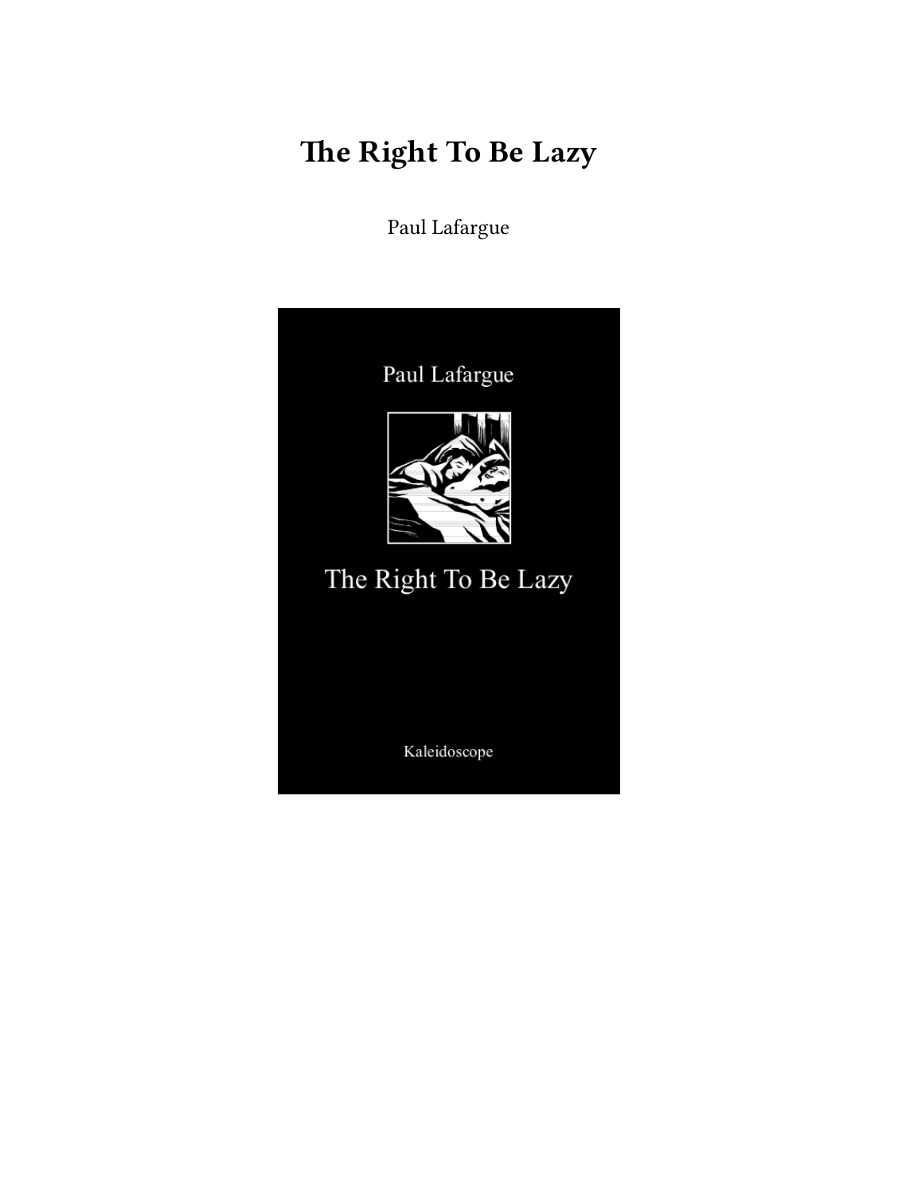# The Right To Be Lazy

Paul Lafargue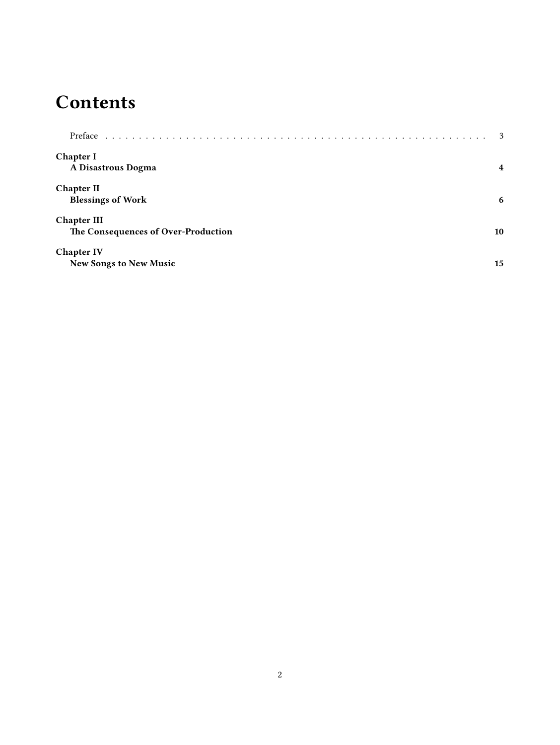# Contents

Preface . . . . . 3

**Chapter I**
**A Disastrous Dogma** **4**

**Chapter II**
**Blessings of Work** **6**

**Chapter III**
**The Consequences of Over-Production** **10**

**Chapter IV**
**New Songs to New Music** **15**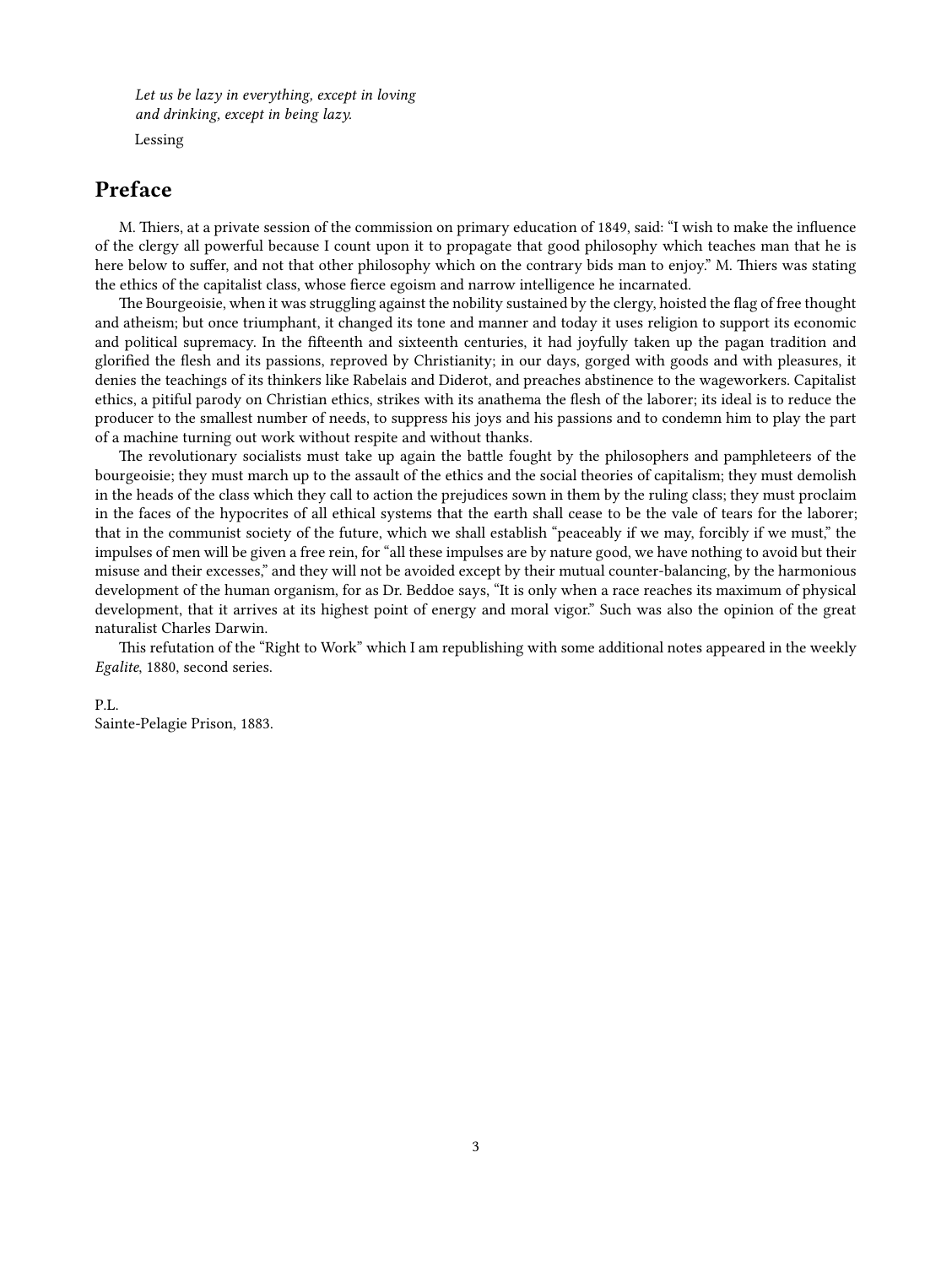*Let us be lazy in everything, except in loving and drinking, except in being lazy.*

Lessing

## Preface

M. Thiers, at a private session of the commission on primary education of 1849, said: "I wish to make the influence of the clergy all powerful because I count upon it to propagate that good philosophy which teaches man that he is here below to suffer, and not that other philosophy which on the contrary bids man to enjoy." M. Thiers was stating the ethics of the capitalist class, whose fierce egoism and narrow intelligence he incarnated.

The Bourgeoisie, when it was struggling against the nobility sustained by the clergy, hoisted the flag of free thought and atheism; but once triumphant, it changed its tone and manner and today it uses religion to support its economic and political supremacy. In the fifteenth and sixteenth centuries, it had joyfully taken up the pagan tradition and glorified the flesh and its passions, reproved by Christianity; in our days, gorged with goods and with pleasures, it denies the teachings of its thinkers like Rabelais and Diderot, and preaches abstinence to the wageworkers. Capitalist ethics, a pitiful parody on Christian ethics, strikes with its anathema the flesh of the laborer; its ideal is to reduce the producer to the smallest number of needs, to suppress his joys and his passions and to condemn him to play the part of a machine turning out work without respite and without thanks.

The revolutionary socialists must take up again the battle fought by the philosophers and pamphleteers of the bourgeoisie; they must march up to the assault of the ethics and the social theories of capitalism; they must demolish in the heads of the class which they call to action the prejudices sown in them by the ruling class; they must proclaim in the faces of the hypocrites of all ethical systems that the earth shall cease to be the vale of tears for the laborer; that in the communist society of the future, which we shall establish "peaceably if we may, forcibly if we must," the impulses of men will be given a free rein, for "all these impulses are by nature good, we have nothing to avoid but their misuse and their excesses," and they will not be avoided except by their mutual counter-balancing, by the harmonious development of the human organism, for as Dr. Beddoe says, "It is only when a race reaches its maximum of physical development, that it arrives at its highest point of energy and moral vigor." Such was also the opinion of the great naturalist Charles Darwin.

This refutation of the "Right to Work" which I am republishing with some additional notes appeared in the weekly *Egalite*, 1880, second series.

P.L.
Sainte-Pelagie Prison, 1883.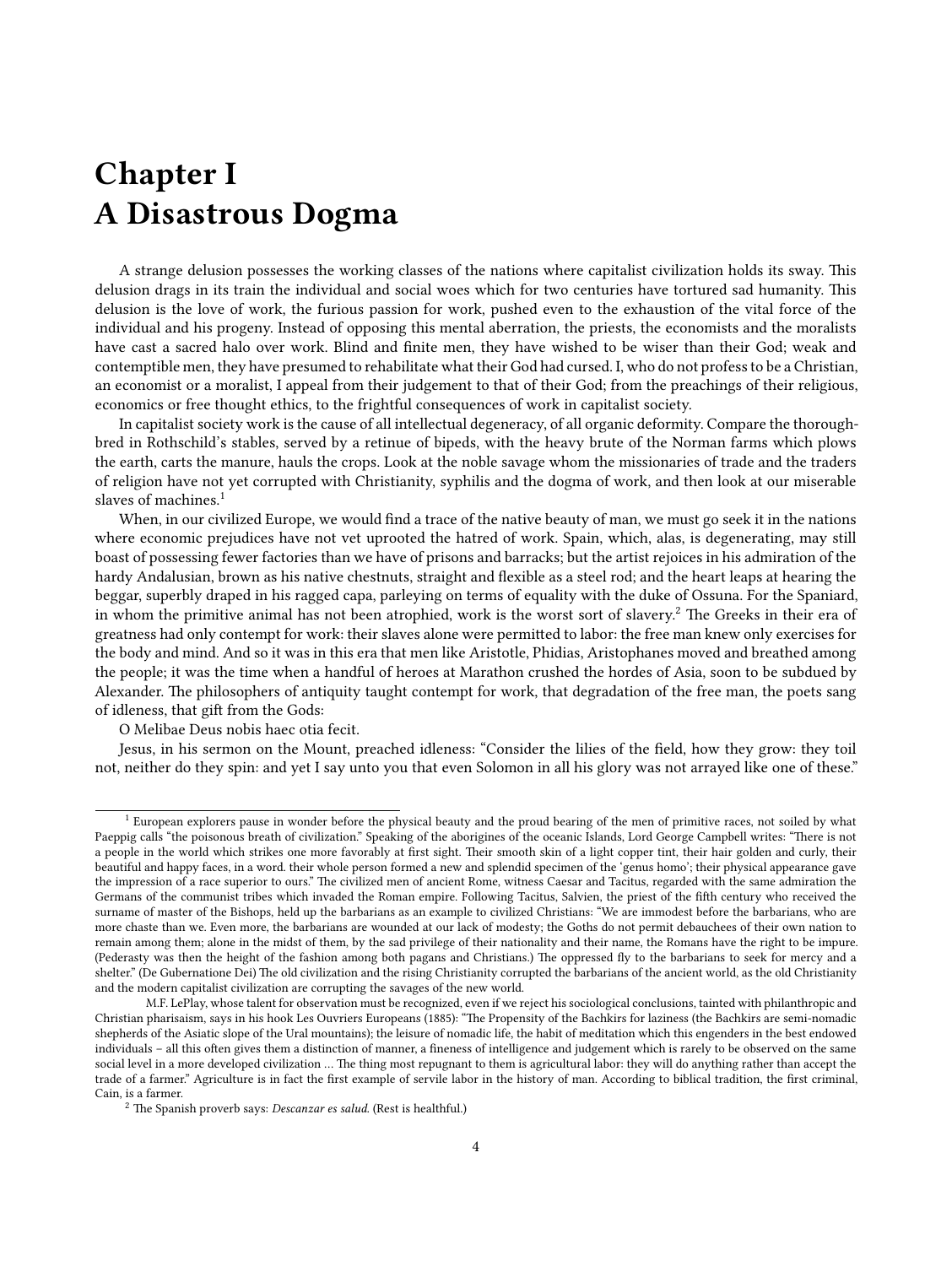# Chapter I
A Disastrous Dogma

A strange delusion possesses the working classes of the nations where capitalist civilization holds its sway. This delusion drags in its train the individual and social woes which for two centuries have tortured sad humanity. This delusion is the love of work, the furious passion for work, pushed even to the exhaustion of the vital force of the individual and his progeny. Instead of opposing this mental aberration, the priests, the economists and the moralists have cast a sacred halo over work. Blind and finite men, they have wished to be wiser than their God; weak and contemptible men, they have presumed to rehabilitate what their God had cursed. I, who do not profess to be a Christian, an economist or a moralist, I appeal from their judgement to that of their God; from the preachings of their religious, economics or free thought ethics, to the frightful consequences of work in capitalist society.

In capitalist society work is the cause of all intellectual degeneracy, of all organic deformity. Compare the thoroughbred in Rothschild's stables, served by a retinue of bipeds, with the heavy brute of the Norman farms which plows the earth, carts the manure, hauls the crops. Look at the noble savage whom the missionaries of trade and the traders of religion have not yet corrupted with Christianity, syphilis and the dogma of work, and then look at our miserable slaves of machines.[1]

When, in our civilized Europe, we would find a trace of the native beauty of man, we must go seek it in the nations where economic prejudices have not vet uprooted the hatred of work. Spain, which, alas, is degenerating, may still boast of possessing fewer factories than we have of prisons and barracks; but the artist rejoices in his admiration of the hardy Andalusian, brown as his native chestnuts, straight and flexible as a steel rod; and the heart leaps at hearing the beggar, superbly draped in his ragged capa, parleying on terms of equality with the duke of Ossuna. For the Spaniard, in whom the primitive animal has not been atrophied, work is the worst sort of slavery.[2] The Greeks in their era of greatness had only contempt for work: their slaves alone were permitted to labor: the free man knew only exercises for the body and mind. And so it was in this era that men like Aristotle, Phidias, Aristophanes moved and breathed among the people; it was the time when a handful of heroes at Marathon crushed the hordes of Asia, soon to be subdued by Alexander. The philosophers of antiquity taught contempt for work, that degradation of the free man, the poets sang of idleness, that gift from the Gods:

O Melibae Deus nobis haec otia fecit.

Jesus, in his sermon on the Mount, preached idleness: "Consider the lilies of the field, how they grow: they toil not, neither do they spin: and yet I say unto you that even Solomon in all his glory was not arrayed like one of these."

---

[1] European explorers pause in wonder before the physical beauty and the proud bearing of the men of primitive races, not soiled by what Paeppig calls "the poisonous breath of civilization." Speaking of the aborigines of the oceanic Islands, Lord George Campbell writes: "There is not a people in the world which strikes one more favorably at first sight. Their smooth skin of a light copper tint, their hair golden and curly, their beautiful and happy faces, in a word. their whole person formed a new and splendid specimen of the 'genus homo'; their physical appearance gave the impression of a race superior to ours." The civilized men of ancient Rome, witness Caesar and Tacitus, regarded with the same admiration the Germans of the communist tribes which invaded the Roman empire. Following Tacitus, Salvien, the priest of the fifth century who received the surname of master of the Bishops, held up the barbarians as an example to civilized Christians: "We are immodest before the barbarians, who are more chaste than we. Even more, the barbarians are wounded at our lack of modesty; the Goths do not permit debauchees of their own nation to remain among them; alone in the midst of them, by the sad privilege of their nationality and their name, the Romans have the right to be impure. (Pederasty was then the height of the fashion among both pagans and Christians.) The oppressed fly to the barbarians to seek for mercy and a shelter." (De Gubernatione Dei) The old civilization and the rising Christianity corrupted the barbarians of the ancient world, as the old Christianity and the modern capitalist civilization are corrupting the savages of the new world.

M.F. LePlay, whose talent for observation must be recognized, even if we reject his sociological conclusions, tainted with philanthropic and Christian pharisaism, says in his hook Les Ouvriers Europeans (1885): "The Propensity of the Bachkirs for laziness (the Bachkirs are semi-nomadic shepherds of the Asiatic slope of the Ural mountains); the leisure of nomadic life, the habit of meditation which this engenders in the best endowed individuals – all this often gives them a distinction of manner, a fineness of intelligence and judgement which is rarely to be observed on the same social level in a more developed civilization … The thing most repugnant to them is agricultural labor: they will do anything rather than accept the trade of a farmer." Agriculture is in fact the first example of servile labor in the history of man. According to biblical tradition, the first criminal, Cain, is a farmer.

[2] The Spanish proverb says: *Descanzar es salud.* (Rest is healthful.)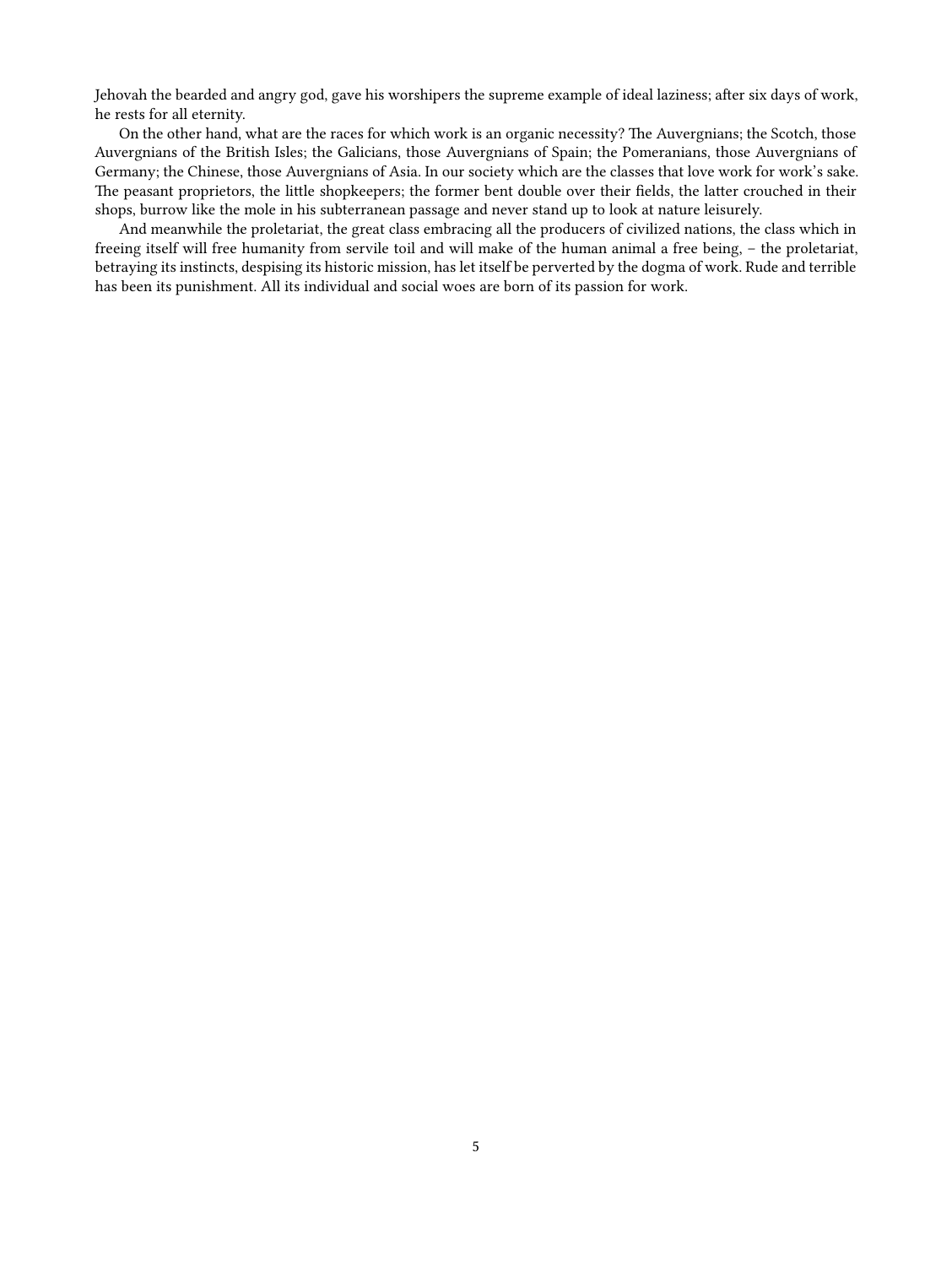Jehovah the bearded and angry god, gave his worshipers the supreme example of ideal laziness; after six days of work, he rests for all eternity.

On the other hand, what are the races for which work is an organic necessity? The Auvergnians; the Scotch, those Auvergnians of the British Isles; the Galicians, those Auvergnians of Spain; the Pomeranians, those Auvergnians of Germany; the Chinese, those Auvergnians of Asia. In our society which are the classes that love work for work's sake. The peasant proprietors, the little shopkeepers; the former bent double over their fields, the latter crouched in their shops, burrow like the mole in his subterranean passage and never stand up to look at nature leisurely.

And meanwhile the proletariat, the great class embracing all the producers of civilized nations, the class which in freeing itself will free humanity from servile toil and will make of the human animal a free being, – the proletariat, betraying its instincts, despising its historic mission, has let itself be perverted by the dogma of work. Rude and terrible has been its punishment. All its individual and social woes are born of its passion for work.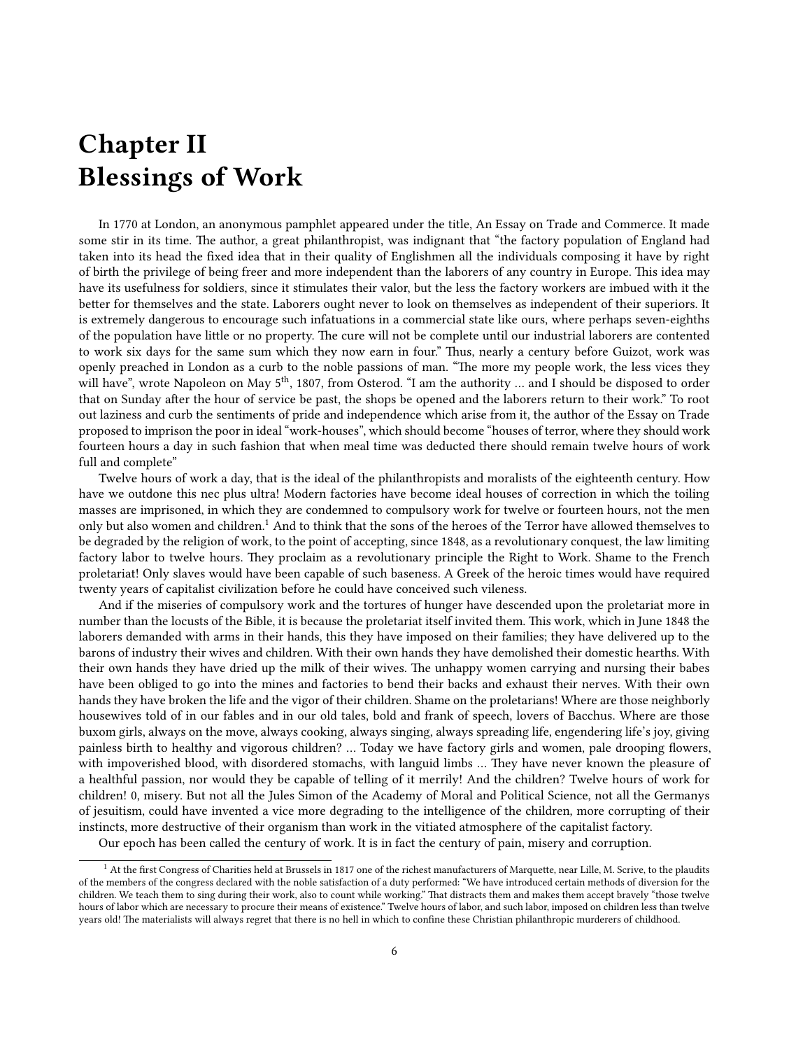# Chapter II
# Blessings of Work

In 1770 at London, an anonymous pamphlet appeared under the title, An Essay on Trade and Commerce. It made some stir in its time. The author, a great philanthropist, was indignant that "the factory population of England had taken into its head the fixed idea that in their quality of Englishmen all the individuals composing it have by right of birth the privilege of being freer and more independent than the laborers of any country in Europe. This idea may have its usefulness for soldiers, since it stimulates their valor, but the less the factory workers are imbued with it the better for themselves and the state. Laborers ought never to look on themselves as independent of their superiors. It is extremely dangerous to encourage such infatuations in a commercial state like ours, where perhaps seven-eighths of the population have little or no property. The cure will not be complete until our industrial laborers are contented to work six days for the same sum which they now earn in four." Thus, nearly a century before Guizot, work was openly preached in London as a curb to the noble passions of man. "The more my people work, the less vices they will have", wrote Napoleon on May 5th, 1807, from Osterod. "I am the authority … and I should be disposed to order that on Sunday after the hour of service be past, the shops be opened and the laborers return to their work." To root out laziness and curb the sentiments of pride and independence which arise from it, the author of the Essay on Trade proposed to imprison the poor in ideal "work-houses", which should become "houses of terror, where they should work fourteen hours a day in such fashion that when meal time was deducted there should remain twelve hours of work full and complete"

Twelve hours of work a day, that is the ideal of the philanthropists and moralists of the eighteenth century. How have we outdone this nec plus ultra! Modern factories have become ideal houses of correction in which the toiling masses are imprisoned, in which they are condemned to compulsory work for twelve or fourteen hours, not the men only but also women and children.[1] And to think that the sons of the heroes of the Terror have allowed themselves to be degraded by the religion of work, to the point of accepting, since 1848, as a revolutionary conquest, the law limiting factory labor to twelve hours. They proclaim as a revolutionary principle the Right to Work. Shame to the French proletariat! Only slaves would have been capable of such baseness. A Greek of the heroic times would have required twenty years of capitalist civilization before he could have conceived such vileness.

And if the miseries of compulsory work and the tortures of hunger have descended upon the proletariat more in number than the locusts of the Bible, it is because the proletariat itself invited them. This work, which in June 1848 the laborers demanded with arms in their hands, this they have imposed on their families; they have delivered up to the barons of industry their wives and children. With their own hands they have demolished their domestic hearths. With their own hands they have dried up the milk of their wives. The unhappy women carrying and nursing their babes have been obliged to go into the mines and factories to bend their backs and exhaust their nerves. With their own hands they have broken the life and the vigor of their children. Shame on the proletarians! Where are those neighborly housewives told of in our fables and in our old tales, bold and frank of speech, lovers of Bacchus. Where are those buxom girls, always on the move, always cooking, always singing, always spreading life, engendering life's joy, giving painless birth to healthy and vigorous children? … Today we have factory girls and women, pale drooping flowers, with impoverished blood, with disordered stomachs, with languid limbs … They have never known the pleasure of a healthful passion, nor would they be capable of telling of it merrily! And the children? Twelve hours of work for children! 0, misery. But not all the Jules Simon of the Academy of Moral and Political Science, not all the Germanys of jesuitism, could have invented a vice more degrading to the intelligence of the children, more corrupting of their instincts, more destructive of their organism than work in the vitiated atmosphere of the capitalist factory.

Our epoch has been called the century of work. It is in fact the century of pain, misery and corruption.

---

[1] At the first Congress of Charities held at Brussels in 1817 one of the richest manufacturers of Marquette, near Lille, M. Scrive, to the plaudits of the members of the congress declared with the noble satisfaction of a duty performed: "We have introduced certain methods of diversion for the children. We teach them to sing during their work, also to count while working." That distracts them and makes them accept bravely "those twelve hours of labor which are necessary to procure their means of existence." Twelve hours of labor, and such labor, imposed on children less than twelve years old! The materialists will always regret that there is no hell in which to confine these Christian philanthropic murderers of childhood.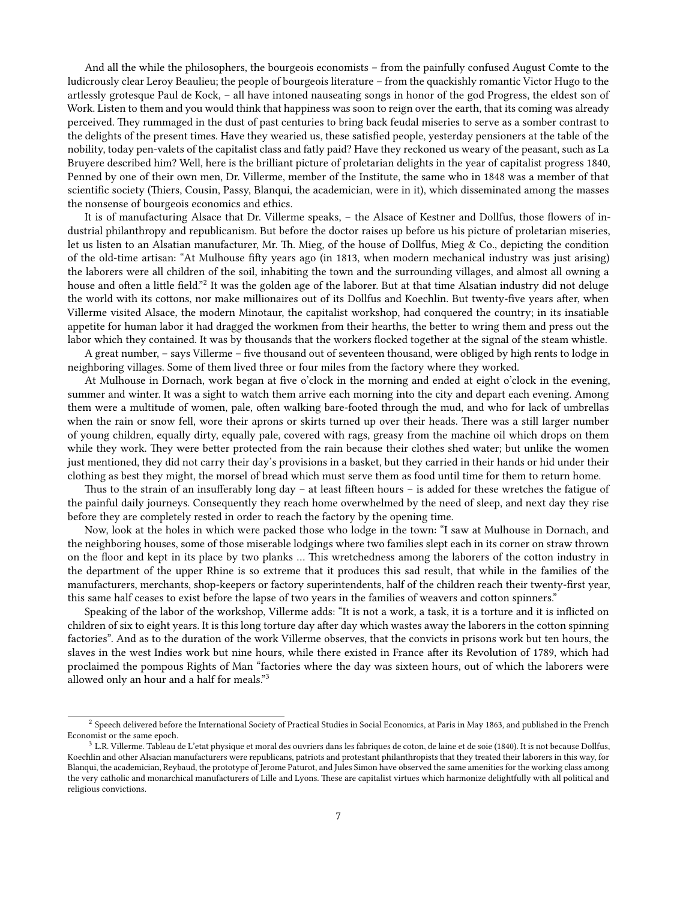And all the while the philosophers, the bourgeois economists – from the painfully confused August Comte to the ludicrously clear Leroy Beaulieu; the people of bourgeois literature – from the quackishly romantic Victor Hugo to the artlessly grotesque Paul de Kock, – all have intoned nauseating songs in honor of the god Progress, the eldest son of Work. Listen to them and you would think that happiness was soon to reign over the earth, that its coming was already perceived. They rummaged in the dust of past centuries to bring back feudal miseries to serve as a somber contrast to the delights of the present times. Have they wearied us, these satisfied people, yesterday pensioners at the table of the nobility, today pen-valets of the capitalist class and fatly paid? Have they reckoned us weary of the peasant, such as La Bruyere described him? Well, here is the brilliant picture of proletarian delights in the year of capitalist progress 1840, Penned by one of their own men, Dr. Villerme, member of the Institute, the same who in 1848 was a member of that scientific society (Thiers, Cousin, Passy, Blanqui, the academician, were in it), which disseminated among the masses the nonsense of bourgeois economics and ethics.

It is of manufacturing Alsace that Dr. Villerme speaks, – the Alsace of Kestner and Dollfus, those flowers of industrial philanthropy and republicanism. But before the doctor raises up before us his picture of proletarian miseries, let us listen to an Alsatian manufacturer, Mr. Th. Mieg, of the house of Dollfus, Mieg & Co., depicting the condition of the old-time artisan: "At Mulhouse fifty years ago (in 1813, when modern mechanical industry was just arising) the laborers were all children of the soil, inhabiting the town and the surrounding villages, and almost all owning a house and often a little field."[2] It was the golden age of the laborer. But at that time Alsatian industry did not deluge the world with its cottons, nor make millionaires out of its Dollfus and Koechlin. But twenty-five years after, when Villerme visited Alsace, the modern Minotaur, the capitalist workshop, had conquered the country; in its insatiable appetite for human labor it had dragged the workmen from their hearths, the better to wring them and press out the labor which they contained. It was by thousands that the workers flocked together at the signal of the steam whistle.

A great number, – says Villerme – five thousand out of seventeen thousand, were obliged by high rents to lodge in neighboring villages. Some of them lived three or four miles from the factory where they worked.

At Mulhouse in Dornach, work began at five o'clock in the morning and ended at eight o'clock in the evening, summer and winter. It was a sight to watch them arrive each morning into the city and depart each evening. Among them were a multitude of women, pale, often walking bare-footed through the mud, and who for lack of umbrellas when the rain or snow fell, wore their aprons or skirts turned up over their heads. There was a still larger number of young children, equally dirty, equally pale, covered with rags, greasy from the machine oil which drops on them while they work. They were better protected from the rain because their clothes shed water; but unlike the women just mentioned, they did not carry their day's provisions in a basket, but they carried in their hands or hid under their clothing as best they might, the morsel of bread which must serve them as food until time for them to return home.

Thus to the strain of an insufferably long day – at least fifteen hours – is added for these wretches the fatigue of the painful daily journeys. Consequently they reach home overwhelmed by the need of sleep, and next day they rise before they are completely rested in order to reach the factory by the opening time.

Now, look at the holes in which were packed those who lodge in the town: "I saw at Mulhouse in Dornach, and the neighboring houses, some of those miserable lodgings where two families slept each in its corner on straw thrown on the floor and kept in its place by two planks … This wretchedness among the laborers of the cotton industry in the department of the upper Rhine is so extreme that it produces this sad result, that while in the families of the manufacturers, merchants, shop-keepers or factory superintendents, half of the children reach their twenty-first year, this same half ceases to exist before the lapse of two years in the families of weavers and cotton spinners."

Speaking of the labor of the workshop, Villerme adds: "It is not a work, a task, it is a torture and it is inflicted on children of six to eight years. It is this long torture day after day which wastes away the laborers in the cotton spinning factories". And as to the duration of the work Villerme observes, that the convicts in prisons work but ten hours, the slaves in the west Indies work but nine hours, while there existed in France after its Revolution of 1789, which had proclaimed the pompous Rights of Man "factories where the day was sixteen hours, out of which the laborers were allowed only an hour and a half for meals."[3]

---

[2] Speech delivered before the International Society of Practical Studies in Social Economics, at Paris in May 1863, and published in the French Economist or the same epoch.

[3] L.R. Villerme. Tableau de L'etat physique et moral des ouvriers dans les fabriques de coton, de laine et de soie (1840). It is not because Dollfus, Koechlin and other Alsacian manufacturers were republicans, patriots and protestant philanthropists that they treated their laborers in this way, for Blanqui, the academician, Reybaud, the prototype of Jerome Paturot, and Jules Simon have observed the same amenities for the working class among the very catholic and monarchical manufacturers of Lille and Lyons. These are capitalist virtues which harmonize delightfully with all political and religious convictions.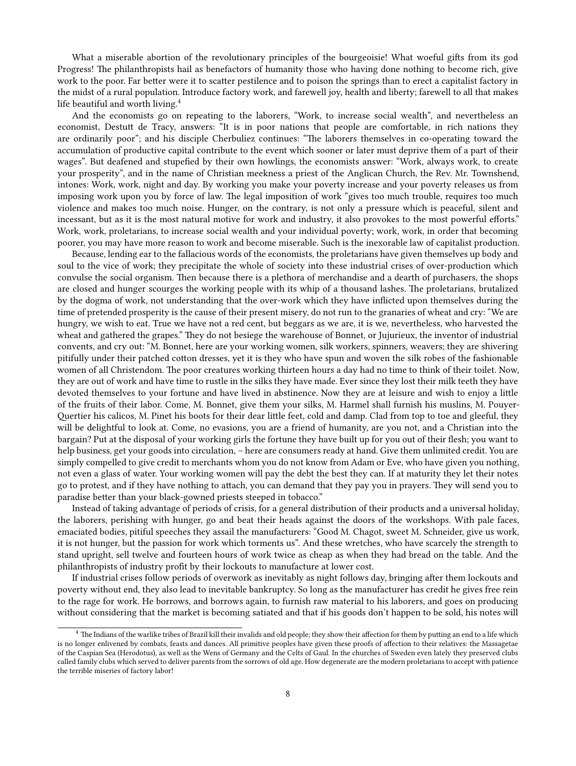What a miserable abortion of the revolutionary principles of the bourgeoisie! What woeful gifts from its god Progress! The philanthropists hail as benefactors of humanity those who having done nothing to become rich, give work to the poor. Far better were it to scatter pestilence and to poison the springs than to erect a capitalist factory in the midst of a rural population. Introduce factory work, and farewell joy, health and liberty; farewell to all that makes life beautiful and worth living.[4]

And the economists go on repeating to the laborers, "Work, to increase social wealth", and nevertheless an economist, Destutt de Tracy, answers: "It is in poor nations that people are comfortable, in rich nations they are ordinarily poor"; and his disciple Cherbuliez continues: "The laborers themselves in co-operating toward the accumulation of productive capital contribute to the event which sooner or later must deprive them of a part of their wages". But deafened and stupefied by their own howlings, the economists answer: "Work, always work, to create your prosperity", and in the name of Christian meekness a priest of the Anglican Church, the Rev. Mr. Townshend, intones: Work, work, night and day. By working you make your poverty increase and your poverty releases us from imposing work upon you by force of law. The legal imposition of work "gives too much trouble, requires too much violence and makes too much noise. Hunger, on the contrary, is not only a pressure which is peaceful, silent and incessant, but as it is the most natural motive for work and industry, it also provokes to the most powerful efforts." Work, work, proletarians, to increase social wealth and your individual poverty; work, work, in order that becoming poorer, you may have more reason to work and become miserable. Such is the inexorable law of capitalist production.

Because, lending ear to the fallacious words of the economists, the proletarians have given themselves up body and soul to the vice of work; they precipitate the whole of society into these industrial crises of over-production which convulse the social organism. Then because there is a plethora of merchandise and a dearth of purchasers, the shops are closed and hunger scourges the working people with its whip of a thousand lashes. The proletarians, brutalized by the dogma of work, not understanding that the over-work which they have inflicted upon themselves during the time of pretended prosperity is the cause of their present misery, do not run to the granaries of wheat and cry: "We are hungry, we wish to eat. True we have not a red cent, but beggars as we are, it is we, nevertheless, who harvested the wheat and gathered the grapes." They do not besiege the warehouse of Bonnet, or Jujurieux, the inventor of industrial convents, and cry out: "M. Bonnet, here are your working women, silk workers, spinners, weavers; they are shivering pitifully under their patched cotton dresses, yet it is they who have spun and woven the silk robes of the fashionable women of all Christendom. The poor creatures working thirteen hours a day had no time to think of their toilet. Now, they are out of work and have time to rustle in the silks they have made. Ever since they lost their milk teeth they have devoted themselves to your fortune and have lived in abstinence. Now they are at leisure and wish to enjoy a little of the fruits of their labor. Come, M. Bonnet, give them your silks, M. Harmel shall furnish his muslins, M. Pouyer-Quertier his calicos, M. Pinet his boots for their dear little feet, cold and damp. Clad from top to toe and gleeful, they will be delightful to look at. Come, no evasions, you are a friend of humanity, are you not, and a Christian into the bargain? Put at the disposal of your working girls the fortune they have built up for you out of their flesh; you want to help business, get your goods into circulation, – here are consumers ready at hand. Give them unlimited credit. You are simply compelled to give credit to merchants whom you do not know from Adam or Eve, who have given you nothing, not even a glass of water. Your working women will pay the debt the best they can. If at maturity they let their notes go to protest, and if they have nothing to attach, you can demand that they pay you in prayers. They will send you to paradise better than your black-gowned priests steeped in tobacco."

Instead of taking advantage of periods of crisis, for a general distribution of their products and a universal holiday, the laborers, perishing with hunger, go and beat their heads against the doors of the workshops. With pale faces, emaciated bodies, pitiful speeches they assail the manufacturers: "Good M. Chagot, sweet M. Schneider, give us work, it is not hunger, but the passion for work which torments us". And these wretches, who have scarcely the strength to stand upright, sell twelve and fourteen hours of work twice as cheap as when they had bread on the table. And the philanthropists of industry profit by their lockouts to manufacture at lower cost.

If industrial crises follow periods of overwork as inevitably as night follows day, bringing after them lockouts and poverty without end, they also lead to inevitable bankruptcy. So long as the manufacturer has credit he gives free rein to the rage for work. He borrows, and borrows again, to furnish raw material to his laborers, and goes on producing without considering that the market is becoming satiated and that if his goods don't happen to be sold, his notes will

[4] The Indians of the warlike tribes of Brazil kill their invalids and old people; they show their affection for them by putting an end to a life which is no longer enlivened by combats, feasts and dances. All primitive peoples have given these proofs of affection to their relatives: the Massagetae of the Caspian Sea (Herodotus), as well as the Wens of Germany and the Celts of Gaul. In the churches of Sweden even lately they preserved clubs called family clubs which served to deliver parents from the sorrows of old age. How degenerate are the modern proletarians to accept with patience the terrible miseries of factory labor!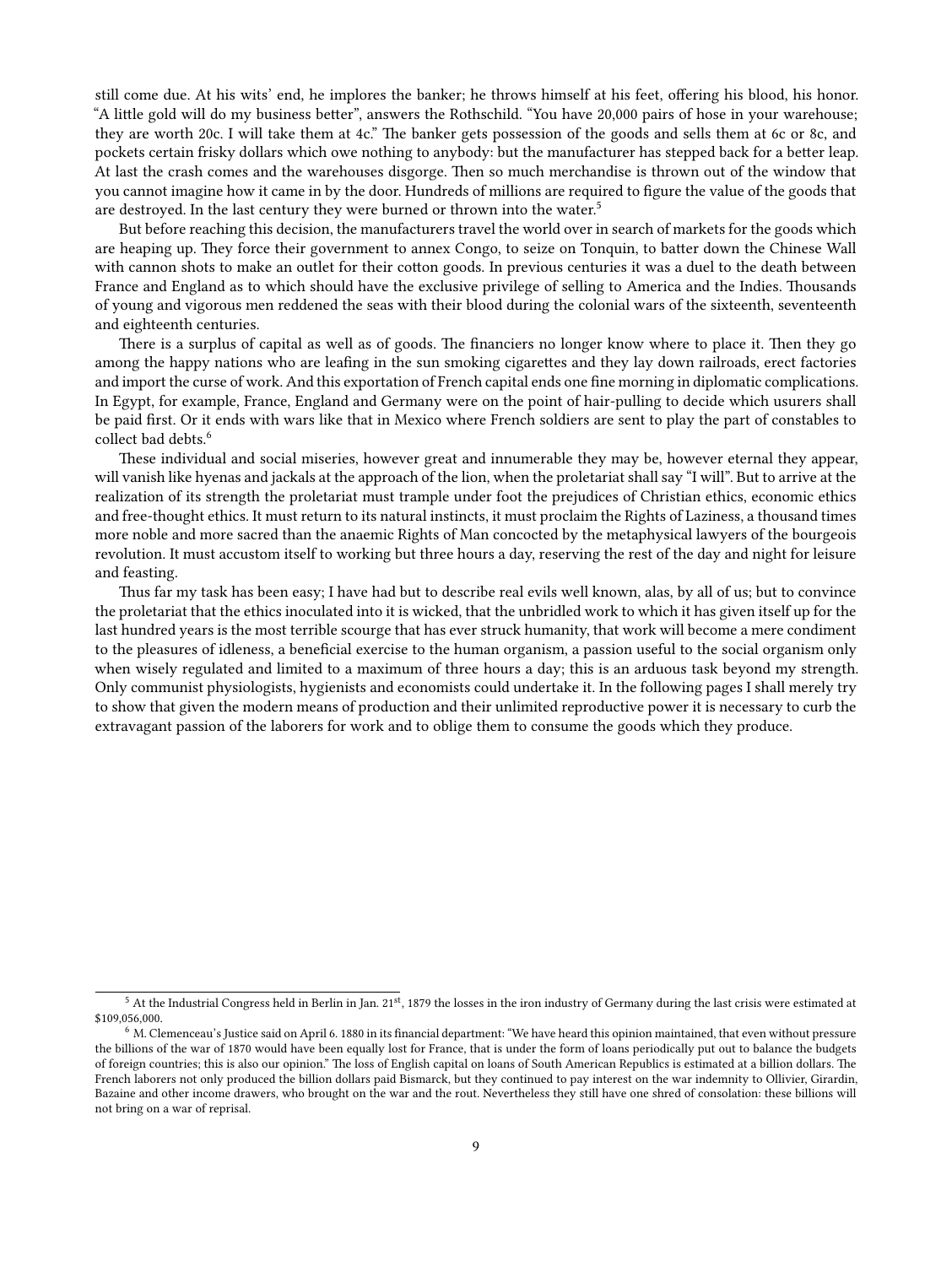still come due. At his wits' end, he implores the banker; he throws himself at his feet, offering his blood, his honor. "A little gold will do my business better", answers the Rothschild. "You have 20,000 pairs of hose in your warehouse; they are worth 20c. I will take them at 4c." The banker gets possession of the goods and sells them at 6c or 8c, and pockets certain frisky dollars which owe nothing to anybody: but the manufacturer has stepped back for a better leap. At last the crash comes and the warehouses disgorge. Then so much merchandise is thrown out of the window that you cannot imagine how it came in by the door. Hundreds of millions are required to figure the value of the goods that are destroyed. In the last century they were burned or thrown into the water.[5]

But before reaching this decision, the manufacturers travel the world over in search of markets for the goods which are heaping up. They force their government to annex Congo, to seize on Tonquin, to batter down the Chinese Wall with cannon shots to make an outlet for their cotton goods. In previous centuries it was a duel to the death between France and England as to which should have the exclusive privilege of selling to America and the Indies. Thousands of young and vigorous men reddened the seas with their blood during the colonial wars of the sixteenth, seventeenth and eighteenth centuries.

There is a surplus of capital as well as of goods. The financiers no longer know where to place it. Then they go among the happy nations who are leafing in the sun smoking cigarettes and they lay down railroads, erect factories and import the curse of work. And this exportation of French capital ends one fine morning in diplomatic complications. In Egypt, for example, France, England and Germany were on the point of hair-pulling to decide which usurers shall be paid first. Or it ends with wars like that in Mexico where French soldiers are sent to play the part of constables to collect bad debts.[6]

These individual and social miseries, however great and innumerable they may be, however eternal they appear, will vanish like hyenas and jackals at the approach of the lion, when the proletariat shall say "I will". But to arrive at the realization of its strength the proletariat must trample under foot the prejudices of Christian ethics, economic ethics and free-thought ethics. It must return to its natural instincts, it must proclaim the Rights of Laziness, a thousand times more noble and more sacred than the anaemic Rights of Man concocted by the metaphysical lawyers of the bourgeois revolution. It must accustom itself to working but three hours a day, reserving the rest of the day and night for leisure and feasting.

Thus far my task has been easy; I have had but to describe real evils well known, alas, by all of us; but to convince the proletariat that the ethics inoculated into it is wicked, that the unbridled work to which it has given itself up for the last hundred years is the most terrible scourge that has ever struck humanity, that work will become a mere condiment to the pleasures of idleness, a beneficial exercise to the human organism, a passion useful to the social organism only when wisely regulated and limited to a maximum of three hours a day; this is an arduous task beyond my strength. Only communist physiologists, hygienists and economists could undertake it. In the following pages I shall merely try to show that given the modern means of production and their unlimited reproductive power it is necessary to curb the extravagant passion of the laborers for work and to oblige them to consume the goods which they produce.

---

[5] At the Industrial Congress held in Berlin in Jan. 21st, 1879 the losses in the iron industry of Germany during the last crisis were estimated at $109,056,000.

[6] M. Clemenceau's Justice said on April 6. 1880 in its financial department: "We have heard this opinion maintained, that even without pressure the billions of the war of 1870 would have been equally lost for France, that is under the form of loans periodically put out to balance the budgets of foreign countries; this is also our opinion." The loss of English capital on loans of South American Republics is estimated at a billion dollars. The French laborers not only produced the billion dollars paid Bismarck, but they continued to pay interest on the war indemnity to Ollivier, Girardin, Bazaine and other income drawers, who brought on the war and the rout. Nevertheless they still have one shred of consolation: these billions will not bring on a war of reprisal.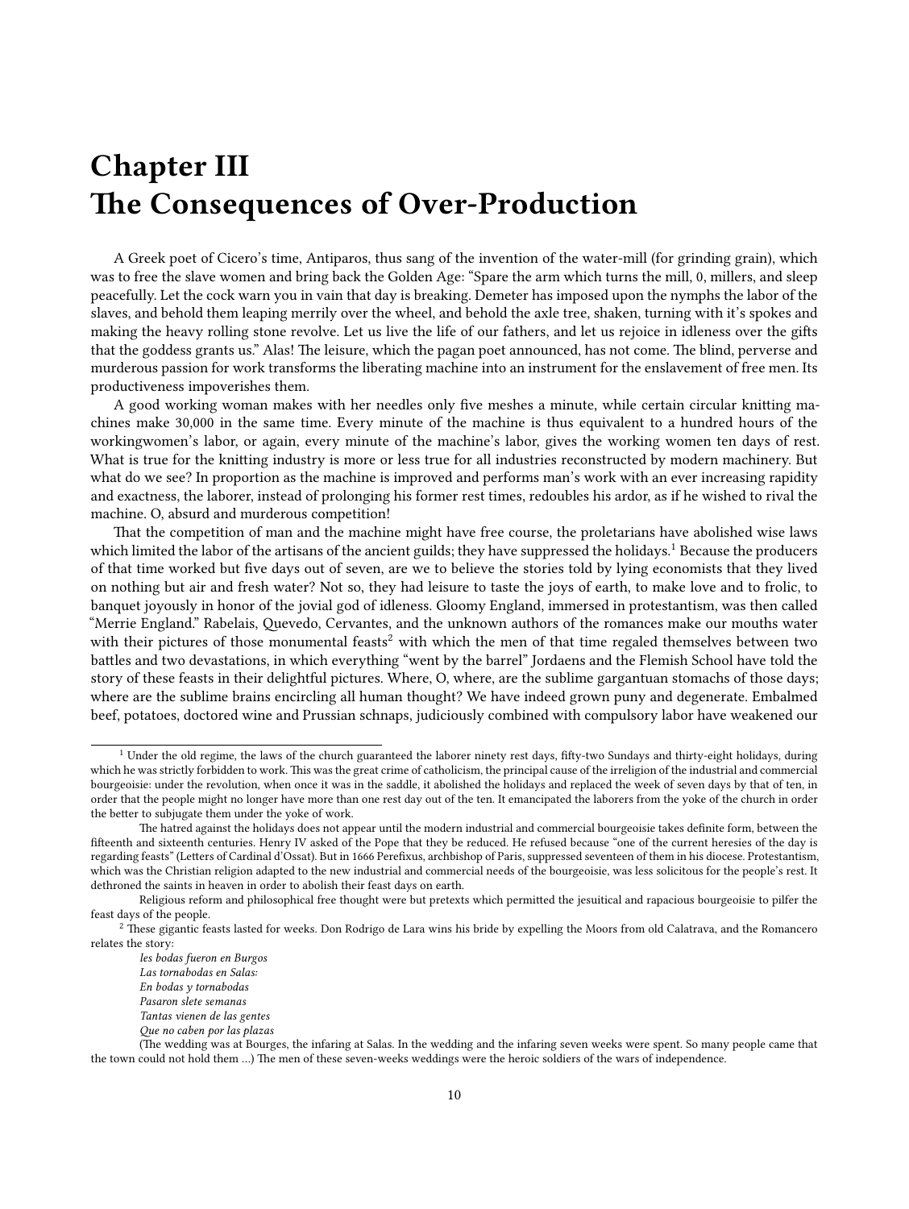# Chapter III
# The Consequences of Over-Production

A Greek poet of Cicero's time, Antiparos, thus sang of the invention of the water-mill (for grinding grain), which was to free the slave women and bring back the Golden Age: "Spare the arm which turns the mill, 0, millers, and sleep peacefully. Let the cock warn you in vain that day is breaking. Demeter has imposed upon the nymphs the labor of the slaves, and behold them leaping merrily over the wheel, and behold the axle tree, shaken, turning with it's spokes and making the heavy rolling stone revolve. Let us live the life of our fathers, and let us rejoice in idleness over the gifts that the goddess grants us." Alas! The leisure, which the pagan poet announced, has not come. The blind, perverse and murderous passion for work transforms the liberating machine into an instrument for the enslavement of free men. Its productiveness impoverishes them.

A good working woman makes with her needles only five meshes a minute, while certain circular knitting machines make 30,000 in the same time. Every minute of the machine is thus equivalent to a hundred hours of the workingwomen's labor, or again, every minute of the machine's labor, gives the working women ten days of rest. What is true for the knitting industry is more or less true for all industries reconstructed by modern machinery. But what do we see? In proportion as the machine is improved and performs man's work with an ever increasing rapidity and exactness, the laborer, instead of prolonging his former rest times, redoubles his ardor, as if he wished to rival the machine. O, absurd and murderous competition!

That the competition of man and the machine might have free course, the proletarians have abolished wise laws which limited the labor of the artisans of the ancient guilds; they have suppressed the holidays.[1] Because the producers of that time worked but five days out of seven, are we to believe the stories told by lying economists that they lived on nothing but air and fresh water? Not so, they had leisure to taste the joys of earth, to make love and to frolic, to banquet joyously in honor of the jovial god of idleness. Gloomy England, immersed in protestantism, was then called "Merrie England." Rabelais, Quevedo, Cervantes, and the unknown authors of the romances make our mouths water with their pictures of those monumental feasts[2] with which the men of that time regaled themselves between two battles and two devastations, in which everything "went by the barrel" Jordaens and the Flemish School have told the story of these feasts in their delightful pictures. Where, O, where, are the sublime gargantuan stomachs of those days; where are the sublime brains encircling all human thought? We have indeed grown puny and degenerate. Embalmed beef, potatoes, doctored wine and Prussian schnaps, judiciously combined with compulsory labor have weakened our

---

[1] Under the old regime, the laws of the church guaranteed the laborer ninety rest days, fifty-two Sundays and thirty-eight holidays, during which he was strictly forbidden to work. This was the great crime of catholicism, the principal cause of the irreligion of the industrial and commercial bourgeoisie: under the revolution, when once it was in the saddle, it abolished the holidays and replaced the week of seven days by that of ten, in order that the people might no longer have more than one rest day out of the ten. It emancipated the laborers from the yoke of the church in order the better to subjugate them under the yoke of work.

The hatred against the holidays does not appear until the modern industrial and commercial bourgeoisie takes definite form, between the fifteenth and sixteenth centuries. Henry IV asked of the Pope that they be reduced. He refused because "one of the current heresies of the day is regarding feasts" (Letters of Cardinal d'Ossat). But in 1666 Perefixus, archbishop of Paris, suppressed seventeen of them in his diocese. Protestantism, which was the Christian religion adapted to the new industrial and commercial needs of the bourgeoisie, was less solicitous for the people's rest. It dethroned the saints in heaven in order to abolish their feast days on earth.

Religious reform and philosophical free thought were but pretexts which permitted the jesuitical and rapacious bourgeoisie to pilfer the feast days of the people.

[2] These gigantic feasts lasted for weeks. Don Rodrigo de Lara wins his bride by expelling the Moors from old Calatrava, and the Romancero relates the story:

*les bodas fueron en Burgos*
*Las tornabodas en Salas:*
*En bodas y tornabodas*
*Pasaron slete semanas*
*Tantas vienen de las gentes*
*Que no caben por las plazas*

(The wedding was at Bourges, the infaring at Salas. In the wedding and the infaring seven weeks were spent. So many people came that the town could not hold them …) The men of these seven-weeks weddings were the heroic soldiers of the wars of independence.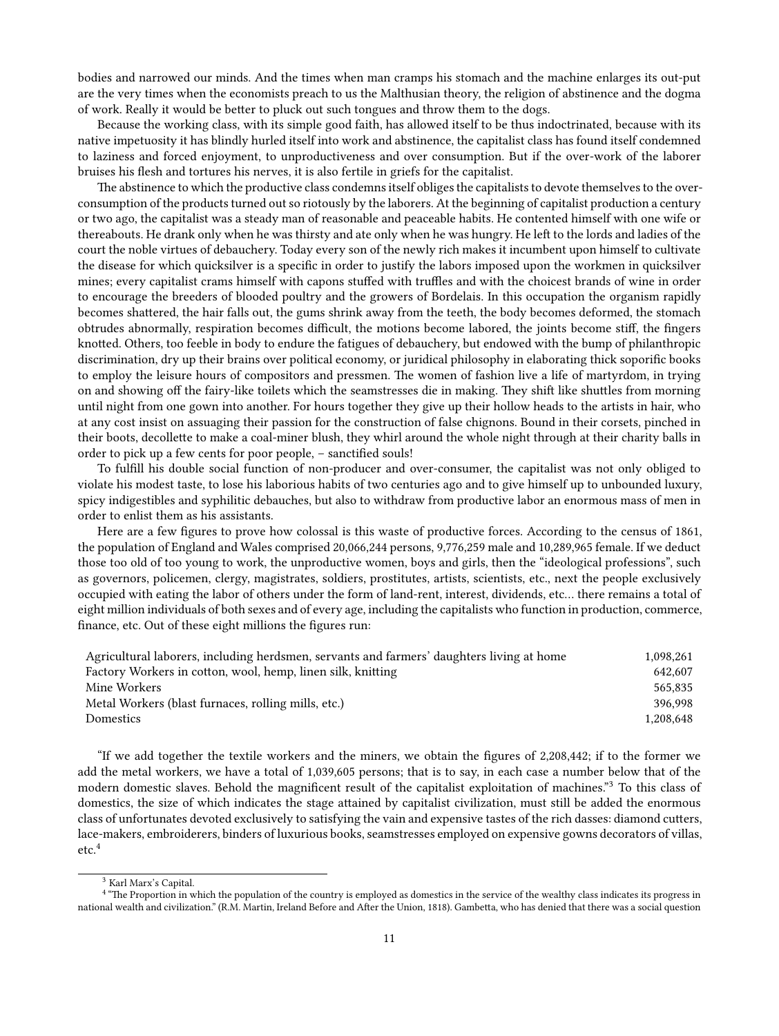bodies and narrowed our minds. And the times when man cramps his stomach and the machine enlarges its out-put are the very times when the economists preach to us the Malthusian theory, the religion of abstinence and the dogma of work. Really it would be better to pluck out such tongues and throw them to the dogs.

Because the working class, with its simple good faith, has allowed itself to be thus indoctrinated, because with its native impetuosity it has blindly hurled itself into work and abstinence, the capitalist class has found itself condemned to laziness and forced enjoyment, to unproductiveness and over consumption. But if the over-work of the laborer bruises his flesh and tortures his nerves, it is also fertile in griefs for the capitalist.

The abstinence to which the productive class condemns itself obliges the capitalists to devote themselves to the over-consumption of the products turned out so riotously by the laborers. At the beginning of capitalist production a century or two ago, the capitalist was a steady man of reasonable and peaceable habits. He contented himself with one wife or thereabouts. He drank only when he was thirsty and ate only when he was hungry. He left to the lords and ladies of the court the noble virtues of debauchery. Today every son of the newly rich makes it incumbent upon himself to cultivate the disease for which quicksilver is a specific in order to justify the labors imposed upon the workmen in quicksilver mines; every capitalist crams himself with capons stuffed with truffles and with the choicest brands of wine in order to encourage the breeders of blooded poultry and the growers of Bordelais. In this occupation the organism rapidly becomes shattered, the hair falls out, the gums shrink away from the teeth, the body becomes deformed, the stomach obtrudes abnormally, respiration becomes difficult, the motions become labored, the joints become stiff, the fingers knotted. Others, too feeble in body to endure the fatigues of debauchery, but endowed with the bump of philanthropic discrimination, dry up their brains over political economy, or juridical philosophy in elaborating thick soporific books to employ the leisure hours of compositors and pressmen. The women of fashion live a life of martyrdom, in trying on and showing off the fairy-like toilets which the seamstresses die in making. They shift like shuttles from morning until night from one gown into another. For hours together they give up their hollow heads to the artists in hair, who at any cost insist on assuaging their passion for the construction of false chignons. Bound in their corsets, pinched in their boots, decollette to make a coal-miner blush, they whirl around the whole night through at their charity balls in order to pick up a few cents for poor people, – sanctified souls!

To fulfill his double social function of non-producer and over-consumer, the capitalist was not only obliged to violate his modest taste, to lose his laborious habits of two centuries ago and to give himself up to unbounded luxury, spicy indigestibles and syphilitic debauches, but also to withdraw from productive labor an enormous mass of men in order to enlist them as his assistants.

Here are a few figures to prove how colossal is this waste of productive forces. According to the census of 1861, the population of England and Wales comprised 20,066,244 persons, 9,776,259 male and 10,289,965 female. If we deduct those too old of too young to work, the unproductive women, boys and girls, then the "ideological professions", such as governors, policemen, clergy, magistrates, soldiers, prostitutes, artists, scientists, etc., next the people exclusively occupied with eating the labor of others under the form of land-rent, interest, dividends, etc… there remains a total of eight million individuals of both sexes and of every age, including the capitalists who function in production, commerce, finance, etc. Out of these eight millions the figures run:

| | |
|---|---|
| Agricultural laborers, including herdsmen, servants and farmers' daughters living at home | 1,098,261 |
| Factory Workers in cotton, wool, hemp, linen silk, knitting | 642,607 |
| Mine Workers | 565,835 |
| Metal Workers (blast furnaces, rolling mills, etc.) | 396,998 |
| Domestics | 1,208,648 |

"If we add together the textile workers and the miners, we obtain the figures of 2,208,442; if to the former we add the metal workers, we have a total of 1,039,605 persons; that is to say, in each case a number below that of the modern domestic slaves. Behold the magnificent result of the capitalist exploitation of machines."[3] To this class of domestics, the size of which indicates the stage attained by capitalist civilization, must still be added the enormous class of unfortunates devoted exclusively to satisfying the vain and expensive tastes of the rich dasses: diamond cutters, lace-makers, embroiderers, binders of luxurious books, seamstresses employed on expensive gowns decorators of villas, etc.[4]

---

[3] Karl Marx's Capital.

[4] "The Proportion in which the population of the country is employed as domestics in the service of the wealthy class indicates its progress in national wealth and civilization." (R.M. Martin, Ireland Before and After the Union, 1818). Gambetta, who has denied that there was a social question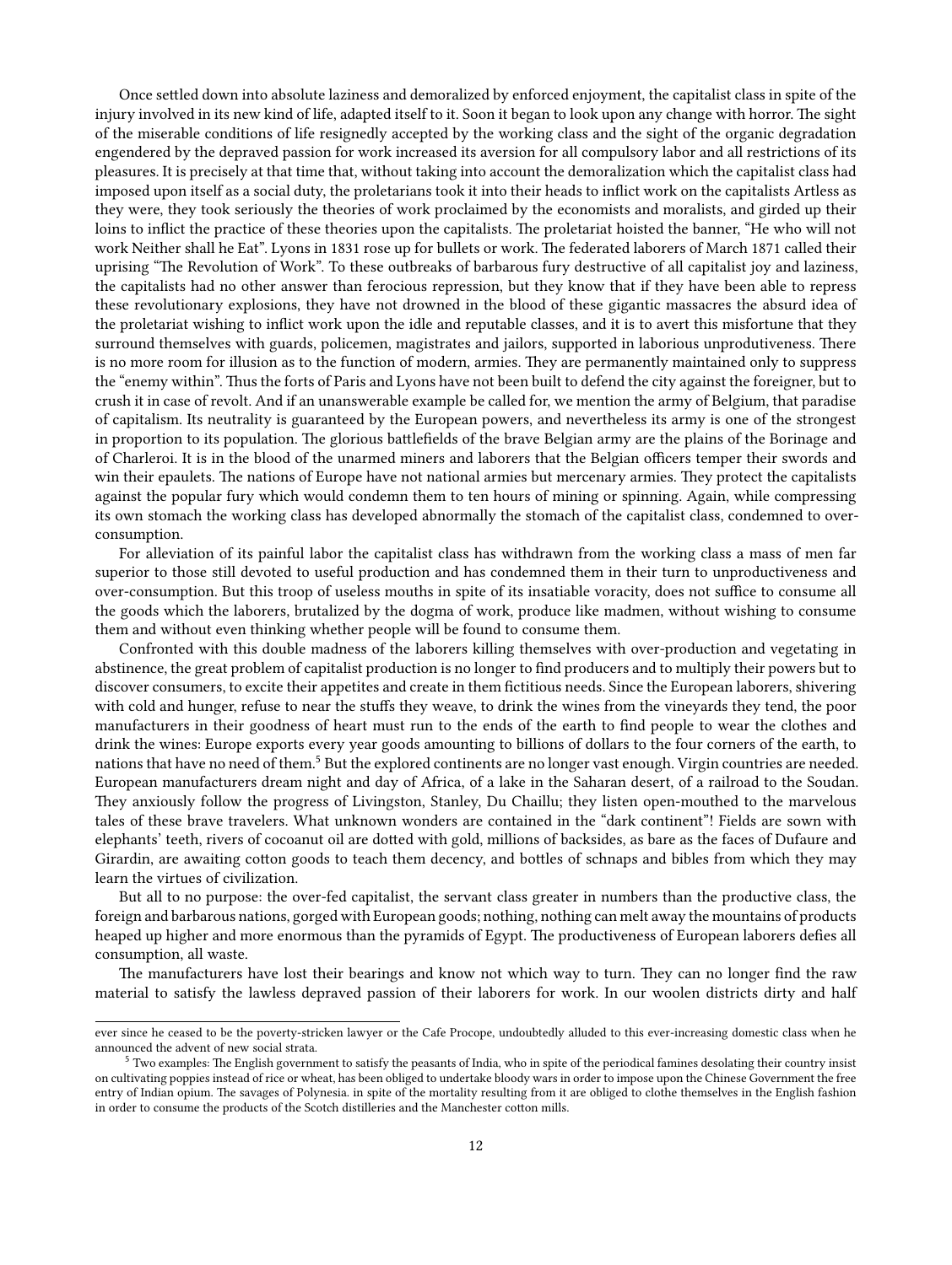Once settled down into absolute laziness and demoralized by enforced enjoyment, the capitalist class in spite of the injury involved in its new kind of life, adapted itself to it. Soon it began to look upon any change with horror. The sight of the miserable conditions of life resignedly accepted by the working class and the sight of the organic degradation engendered by the depraved passion for work increased its aversion for all compulsory labor and all restrictions of its pleasures. It is precisely at that time that, without taking into account the demoralization which the capitalist class had imposed upon itself as a social duty, the proletarians took it into their heads to inflict work on the capitalists Artless as they were, they took seriously the theories of work proclaimed by the economists and moralists, and girded up their loins to inflict the practice of these theories upon the capitalists. The proletariat hoisted the banner, "He who will not work Neither shall he Eat". Lyons in 1831 rose up for bullets or work. The federated laborers of March 1871 called their uprising "The Revolution of Work". To these outbreaks of barbarous fury destructive of all capitalist joy and laziness, the capitalists had no other answer than ferocious repression, but they know that if they have been able to repress these revolutionary explosions, they have not drowned in the blood of these gigantic massacres the absurd idea of the proletariat wishing to inflict work upon the idle and reputable classes, and it is to avert this misfortune that they surround themselves with guards, policemen, magistrates and jailors, supported in laborious unprodutiveness. There is no more room for illusion as to the function of modern, armies. They are permanently maintained only to suppress the "enemy within". Thus the forts of Paris and Lyons have not been built to defend the city against the foreigner, but to crush it in case of revolt. And if an unanswerable example be called for, we mention the army of Belgium, that paradise of capitalism. Its neutrality is guaranteed by the European powers, and nevertheless its army is one of the strongest in proportion to its population. The glorious battlefields of the brave Belgian army are the plains of the Borinage and of Charleroi. It is in the blood of the unarmed miners and laborers that the Belgian officers temper their swords and win their epaulets. The nations of Europe have not national armies but mercenary armies. They protect the capitalists against the popular fury which would condemn them to ten hours of mining or spinning. Again, while compressing its own stomach the working class has developed abnormally the stomach of the capitalist class, condemned to over-consumption.

For alleviation of its painful labor the capitalist class has withdrawn from the working class a mass of men far superior to those still devoted to useful production and has condemned them in their turn to unproductiveness and over-consumption. But this troop of useless mouths in spite of its insatiable voracity, does not suffice to consume all the goods which the laborers, brutalized by the dogma of work, produce like madmen, without wishing to consume them and without even thinking whether people will be found to consume them.

Confronted with this double madness of the laborers killing themselves with over-production and vegetating in abstinence, the great problem of capitalist production is no longer to find producers and to multiply their powers but to discover consumers, to excite their appetites and create in them fictitious needs. Since the European laborers, shivering with cold and hunger, refuse to near the stuffs they weave, to drink the wines from the vineyards they tend, the poor manufacturers in their goodness of heart must run to the ends of the earth to find people to wear the clothes and drink the wines: Europe exports every year goods amounting to billions of dollars to the four corners of the earth, to nations that have no need of them.[5] But the explored continents are no longer vast enough. Virgin countries are needed. European manufacturers dream night and day of Africa, of a lake in the Saharan desert, of a railroad to the Soudan. They anxiously follow the progress of Livingston, Stanley, Du Chaillu; they listen open-mouthed to the marvelous tales of these brave travelers. What unknown wonders are contained in the "dark continent"! Fields are sown with elephants' teeth, rivers of cocoanut oil are dotted with gold, millions of backsides, as bare as the faces of Dufaure and Girardin, are awaiting cotton goods to teach them decency, and bottles of schnaps and bibles from which they may learn the virtues of civilization.

But all to no purpose: the over-fed capitalist, the servant class greater in numbers than the productive class, the foreign and barbarous nations, gorged with European goods; nothing, nothing can melt away the mountains of products heaped up higher and more enormous than the pyramids of Egypt. The productiveness of European laborers defies all consumption, all waste.

The manufacturers have lost their bearings and know not which way to turn. They can no longer find the raw material to satisfy the lawless depraved passion of their laborers for work. In our woolen districts dirty and half

---

ever since he ceased to be the poverty-stricken lawyer or the Cafe Procope, undoubtedly alluded to this ever-increasing domestic class when he announced the advent of new social strata.

[5] Two examples: The English government to satisfy the peasants of India, who in spite of the periodical famines desolating their country insist on cultivating poppies instead of rice or wheat, has been obliged to undertake bloody wars in order to impose upon the Chinese Government the free entry of Indian opium. The savages of Polynesia. in spite of the mortality resulting from it are obliged to clothe themselves in the English fashion in order to consume the products of the Scotch distilleries and the Manchester cotton mills.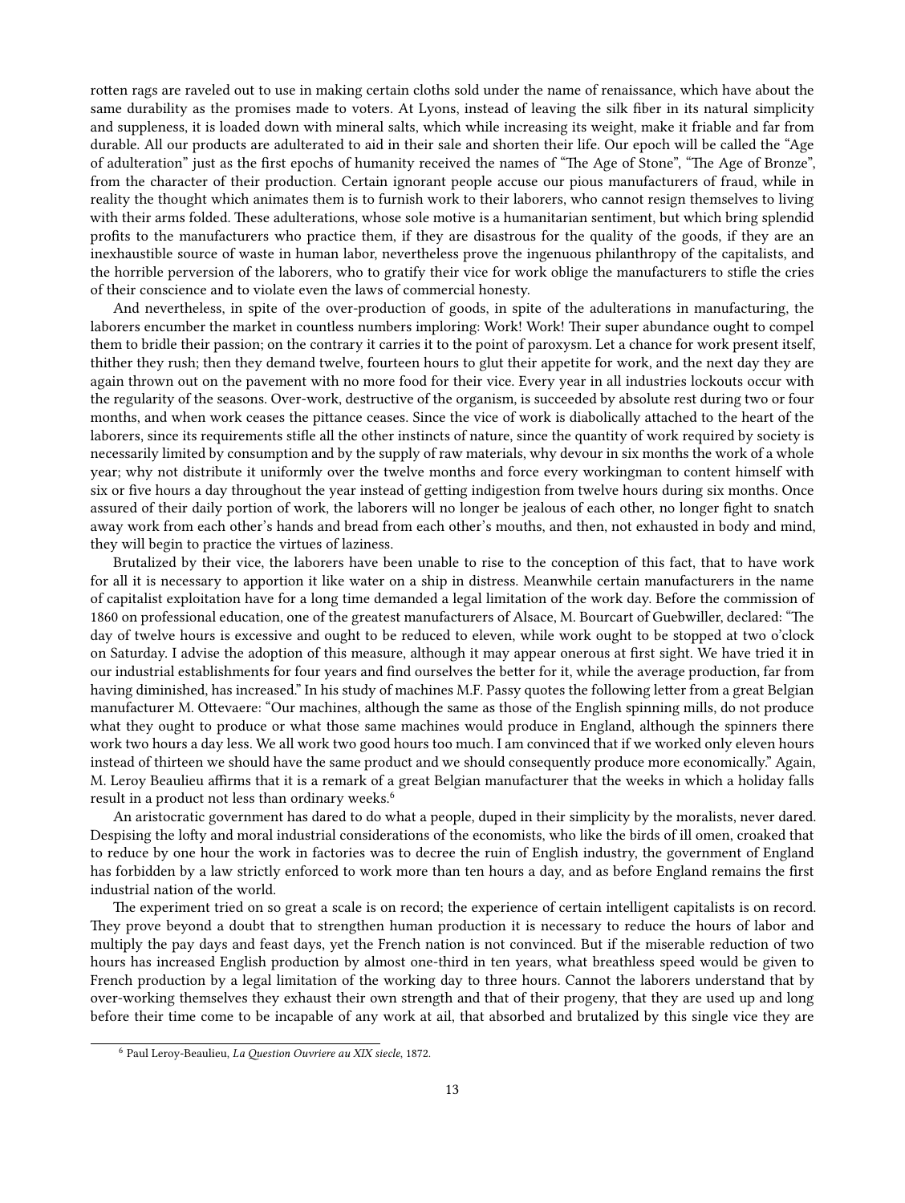rotten rags are raveled out to use in making certain cloths sold under the name of renaissance, which have about the same durability as the promises made to voters. At Lyons, instead of leaving the silk fiber in its natural simplicity and suppleness, it is loaded down with mineral salts, which while increasing its weight, make it friable and far from durable. All our products are adulterated to aid in their sale and shorten their life. Our epoch will be called the "Age of adulteration" just as the first epochs of humanity received the names of "The Age of Stone", "The Age of Bronze", from the character of their production. Certain ignorant people accuse our pious manufacturers of fraud, while in reality the thought which animates them is to furnish work to their laborers, who cannot resign themselves to living with their arms folded. These adulterations, whose sole motive is a humanitarian sentiment, but which bring splendid profits to the manufacturers who practice them, if they are disastrous for the quality of the goods, if they are an inexhaustible source of waste in human labor, nevertheless prove the ingenuous philanthropy of the capitalists, and the horrible perversion of the laborers, who to gratify their vice for work oblige the manufacturers to stifle the cries of their conscience and to violate even the laws of commercial honesty.

And nevertheless, in spite of the over-production of goods, in spite of the adulterations in manufacturing, the laborers encumber the market in countless numbers imploring: Work! Work! Their super abundance ought to compel them to bridle their passion; on the contrary it carries it to the point of paroxysm. Let a chance for work present itself, thither they rush; then they demand twelve, fourteen hours to glut their appetite for work, and the next day they are again thrown out on the pavement with no more food for their vice. Every year in all industries lockouts occur with the regularity of the seasons. Over-work, destructive of the organism, is succeeded by absolute rest during two or four months, and when work ceases the pittance ceases. Since the vice of work is diabolically attached to the heart of the laborers, since its requirements stifle all the other instincts of nature, since the quantity of work required by society is necessarily limited by consumption and by the supply of raw materials, why devour in six months the work of a whole year; why not distribute it uniformly over the twelve months and force every workingman to content himself with six or five hours a day throughout the year instead of getting indigestion from twelve hours during six months. Once assured of their daily portion of work, the laborers will no longer be jealous of each other, no longer fight to snatch away work from each other's hands and bread from each other's mouths, and then, not exhausted in body and mind, they will begin to practice the virtues of laziness.

Brutalized by their vice, the laborers have been unable to rise to the conception of this fact, that to have work for all it is necessary to apportion it like water on a ship in distress. Meanwhile certain manufacturers in the name of capitalist exploitation have for a long time demanded a legal limitation of the work day. Before the commission of 1860 on professional education, one of the greatest manufacturers of Alsace, M. Bourcart of Guebwiller, declared: "The day of twelve hours is excessive and ought to be reduced to eleven, while work ought to be stopped at two o'clock on Saturday. I advise the adoption of this measure, although it may appear onerous at first sight. We have tried it in our industrial establishments for four years and find ourselves the better for it, while the average production, far from having diminished, has increased." In his study of machines M.F. Passy quotes the following letter from a great Belgian manufacturer M. Ottevaere: "Our machines, although the same as those of the English spinning mills, do not produce what they ought to produce or what those same machines would produce in England, although the spinners there work two hours a day less. We all work two good hours too much. I am convinced that if we worked only eleven hours instead of thirteen we should have the same product and we should consequently produce more economically." Again, M. Leroy Beaulieu affirms that it is a remark of a great Belgian manufacturer that the weeks in which a holiday falls result in a product not less than ordinary weeks.[6]

An aristocratic government has dared to do what a people, duped in their simplicity by the moralists, never dared. Despising the lofty and moral industrial considerations of the economists, who like the birds of ill omen, croaked that to reduce by one hour the work in factories was to decree the ruin of English industry, the government of England has forbidden by a law strictly enforced to work more than ten hours a day, and as before England remains the first industrial nation of the world.

The experiment tried on so great a scale is on record; the experience of certain intelligent capitalists is on record. They prove beyond a doubt that to strengthen human production it is necessary to reduce the hours of labor and multiply the pay days and feast days, yet the French nation is not convinced. But if the miserable reduction of two hours has increased English production by almost one-third in ten years, what breathless speed would be given to French production by a legal limitation of the working day to three hours. Cannot the laborers understand that by over-working themselves they exhaust their own strength and that of their progeny, that they are used up and long before their time come to be incapable of any work at ail, that absorbed and brutalized by this single vice they are

---

[6] Paul Leroy-Beaulieu, *La Question Ouvriere au XIX siecle*, 1872.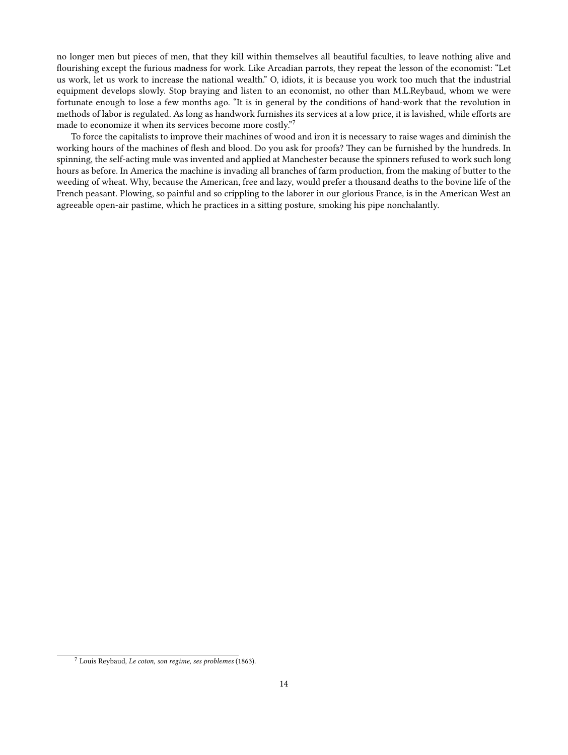no longer men but pieces of men, that they kill within themselves all beautiful faculties, to leave nothing alive and flourishing except the furious madness for work. Like Arcadian parrots, they repeat the lesson of the economist: "Let us work, let us work to increase the national wealth." O, idiots, it is because you work too much that the industrial equipment develops slowly. Stop braying and listen to an economist, no other than M.L.Reybaud, whom we were fortunate enough to lose a few months ago. "It is in general by the conditions of hand-work that the revolution in methods of labor is regulated. As long as handwork furnishes its services at a low price, it is lavished, while efforts are made to economize it when its services become more costly."[7]

To force the capitalists to improve their machines of wood and iron it is necessary to raise wages and diminish the working hours of the machines of flesh and blood. Do you ask for proofs? They can be furnished by the hundreds. In spinning, the self-acting mule was invented and applied at Manchester because the spinners refused to work such long hours as before. In America the machine is invading all branches of farm production, from the making of butter to the weeding of wheat. Why, because the American, free and lazy, would prefer a thousand deaths to the bovine life of the French peasant. Plowing, so painful and so crippling to the laborer in our glorious France, is in the American West an agreeable open-air pastime, which he practices in a sitting posture, smoking his pipe nonchalantly.

---

[7] Louis Reybaud, *Le coton, son regime, ses problemes* (1863).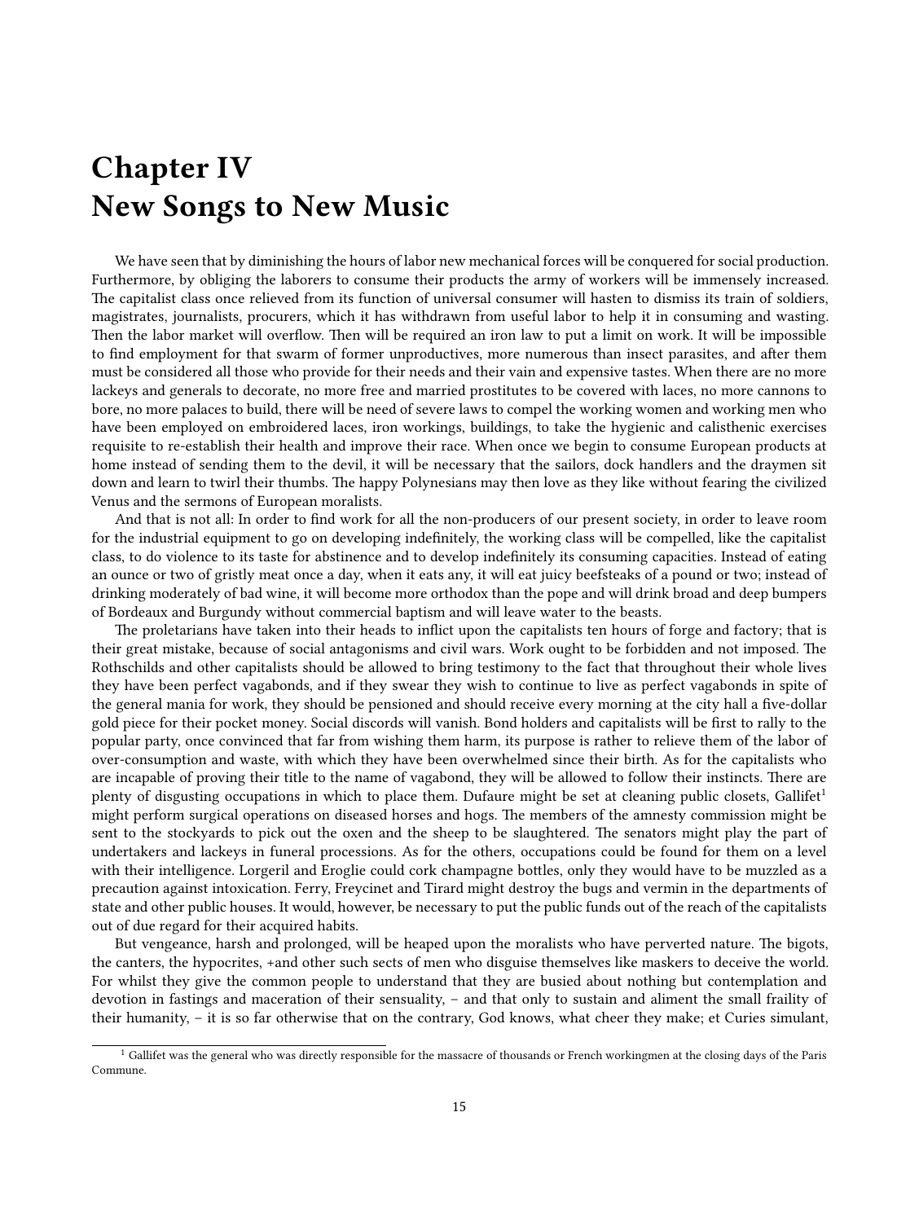# Chapter IV
# New Songs to New Music

We have seen that by diminishing the hours of labor new mechanical forces will be conquered for social production. Furthermore, by obliging the laborers to consume their products the army of workers will be immensely increased. The capitalist class once relieved from its function of universal consumer will hasten to dismiss its train of soldiers, magistrates, journalists, procurers, which it has withdrawn from useful labor to help it in consuming and wasting. Then the labor market will overflow. Then will be required an iron law to put a limit on work. It will be impossible to find employment for that swarm of former unproductives, more numerous than insect parasites, and after them must be considered all those who provide for their needs and their vain and expensive tastes. When there are no more lackeys and generals to decorate, no more free and married prostitutes to be covered with laces, no more cannons to bore, no more palaces to build, there will be need of severe laws to compel the working women and working men who have been employed on embroidered laces, iron workings, buildings, to take the hygienic and calisthenic exercises requisite to re-establish their health and improve their race. When once we begin to consume European products at home instead of sending them to the devil, it will be necessary that the sailors, dock handlers and the draymen sit down and learn to twirl their thumbs. The happy Polynesians may then love as they like without fearing the civilized Venus and the sermons of European moralists.

And that is not all: In order to find work for all the non-producers of our present society, in order to leave room for the industrial equipment to go on developing indefinitely, the working class will be compelled, like the capitalist class, to do violence to its taste for abstinence and to develop indefinitely its consuming capacities. Instead of eating an ounce or two of gristly meat once a day, when it eats any, it will eat juicy beefsteaks of a pound or two; instead of drinking moderately of bad wine, it will become more orthodox than the pope and will drink broad and deep bumpers of Bordeaux and Burgundy without commercial baptism and will leave water to the beasts.

The proletarians have taken into their heads to inflict upon the capitalists ten hours of forge and factory; that is their great mistake, because of social antagonisms and civil wars. Work ought to be forbidden and not imposed. The Rothschilds and other capitalists should be allowed to bring testimony to the fact that throughout their whole lives they have been perfect vagabonds, and if they swear they wish to continue to live as perfect vagabonds in spite of the general mania for work, they should be pensioned and should receive every morning at the city hall a five-dollar gold piece for their pocket money. Social discords will vanish. Bond holders and capitalists will be first to rally to the popular party, once convinced that far from wishing them harm, its purpose is rather to relieve them of the labor of over-consumption and waste, with which they have been overwhelmed since their birth. As for the capitalists who are incapable of proving their title to the name of vagabond, they will be allowed to follow their instincts. There are plenty of disgusting occupations in which to place them. Dufaure might be set at cleaning public closets, Gallifet[1] might perform surgical operations on diseased horses and hogs. The members of the amnesty commission might be sent to the stockyards to pick out the oxen and the sheep to be slaughtered. The senators might play the part of undertakers and lackeys in funeral processions. As for the others, occupations could be found for them on a level with their intelligence. Lorgeril and Eroglie could cork champagne bottles, only they would have to be muzzled as a precaution against intoxication. Ferry, Freycinet and Tirard might destroy the bugs and vermin in the departments of state and other public houses. It would, however, be necessary to put the public funds out of the reach of the capitalists out of due regard for their acquired habits.

But vengeance, harsh and prolonged, will be heaped upon the moralists who have perverted nature. The bigots, the canters, the hypocrites, +and other such sects of men who disguise themselves like maskers to deceive the world. For whilst they give the common people to understand that they are busied about nothing but contemplation and devotion in fastings and maceration of their sensuality, – and that only to sustain and aliment the small frailty of their humanity, – it is so far otherwise that on the contrary, God knows, what cheer they make; et Curies simulant,

[1] Gallifet was the general who was directly responsible for the massacre of thousands or French workingmen at the closing days of the Paris Commune.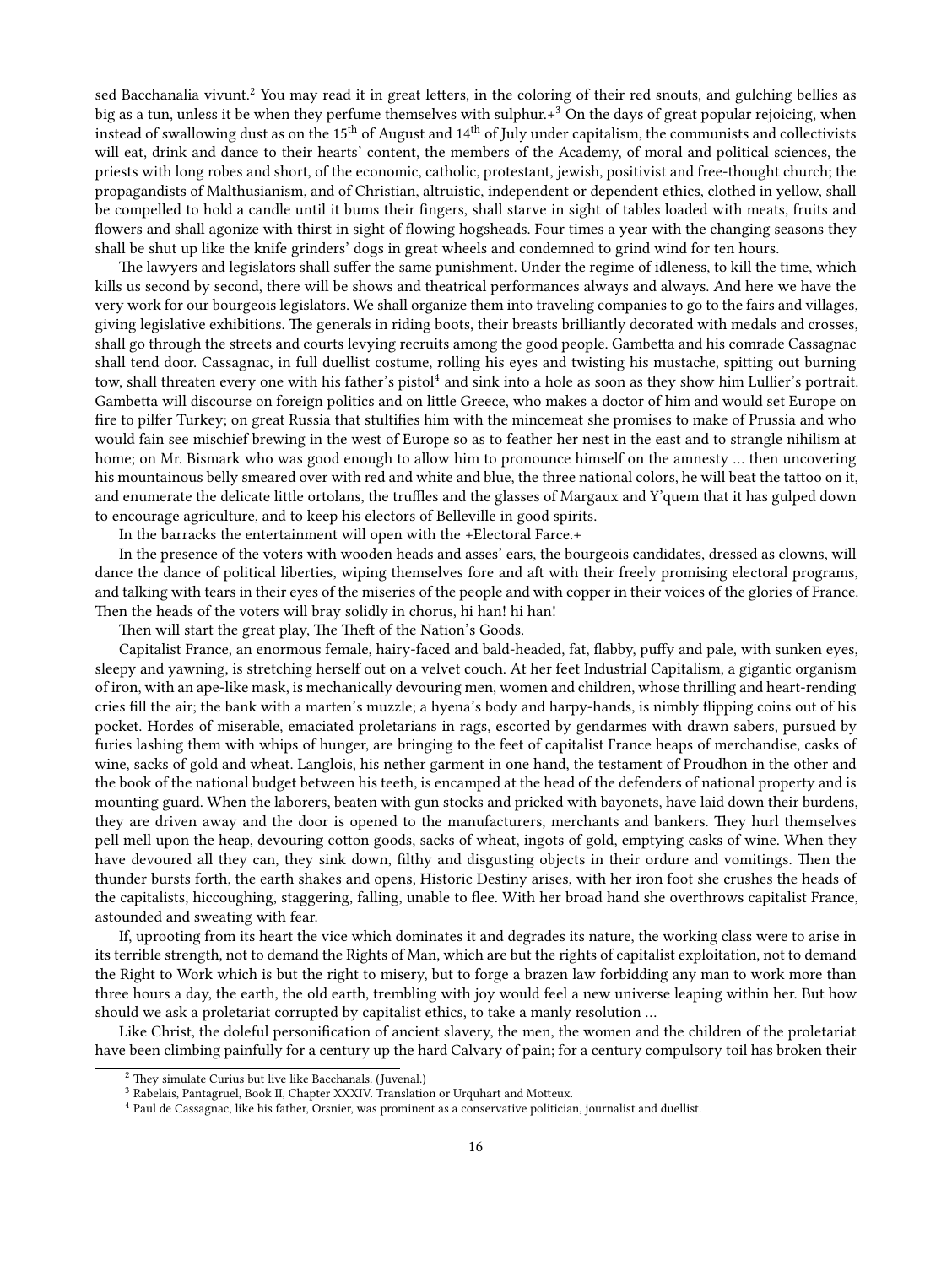sed Bacchanalia vivunt.[2] You may read it in great letters, in the coloring of their red snouts, and gulching bellies as big as a tun, unless it be when they perfume themselves with sulphur.+[3] On the days of great popular rejoicing, when instead of swallowing dust as on the 15th of August and 14th of July under capitalism, the communists and collectivists will eat, drink and dance to their hearts' content, the members of the Academy, of moral and political sciences, the priests with long robes and short, of the economic, catholic, protestant, jewish, positivist and free-thought church; the propagandists of Malthusianism, and of Christian, altruistic, independent or dependent ethics, clothed in yellow, shall be compelled to hold a candle until it bums their fingers, shall starve in sight of tables loaded with meats, fruits and flowers and shall agonize with thirst in sight of flowing hogsheads. Four times a year with the changing seasons they shall be shut up like the knife grinders' dogs in great wheels and condemned to grind wind for ten hours.

The lawyers and legislators shall suffer the same punishment. Under the regime of idleness, to kill the time, which kills us second by second, there will be shows and theatrical performances always and always. And here we have the very work for our bourgeois legislators. We shall organize them into traveling companies to go to the fairs and villages, giving legislative exhibitions. The generals in riding boots, their breasts brilliantly decorated with medals and crosses, shall go through the streets and courts levying recruits among the good people. Gambetta and his comrade Cassagnac shall tend door. Cassagnac, in full duellist costume, rolling his eyes and twisting his mustache, spitting out burning tow, shall threaten every one with his father's pistol[4] and sink into a hole as soon as they show him Lullier's portrait. Gambetta will discourse on foreign politics and on little Greece, who makes a doctor of him and would set Europe on fire to pilfer Turkey; on great Russia that stultifies him with the mincemeat she promises to make of Prussia and who would fain see mischief brewing in the west of Europe so as to feather her nest in the east and to strangle nihilism at home; on Mr. Bismark who was good enough to allow him to pronounce himself on the amnesty … then uncovering his mountainous belly smeared over with red and white and blue, the three national colors, he will beat the tattoo on it, and enumerate the delicate little ortolans, the truffles and the glasses of Margaux and Y'quem that it has gulped down to encourage agriculture, and to keep his electors of Belleville in good spirits.

In the barracks the entertainment will open with the +Electoral Farce.+

In the presence of the voters with wooden heads and asses' ears, the bourgeois candidates, dressed as clowns, will dance the dance of political liberties, wiping themselves fore and aft with their freely promising electoral programs, and talking with tears in their eyes of the miseries of the people and with copper in their voices of the glories of France. Then the heads of the voters will bray solidly in chorus, hi han! hi han!

Then will start the great play, The Theft of the Nation's Goods.

Capitalist France, an enormous female, hairy-faced and bald-headed, fat, flabby, puffy and pale, with sunken eyes, sleepy and yawning, is stretching herself out on a velvet couch. At her feet Industrial Capitalism, a gigantic organism of iron, with an ape-like mask, is mechanically devouring men, women and children, whose thrilling and heart-rending cries fill the air; the bank with a marten's muzzle; a hyena's body and harpy-hands, is nimbly flipping coins out of his pocket. Hordes of miserable, emaciated proletarians in rags, escorted by gendarmes with drawn sabers, pursued by furies lashing them with whips of hunger, are bringing to the feet of capitalist France heaps of merchandise, casks of wine, sacks of gold and wheat. Langlois, his nether garment in one hand, the testament of Proudhon in the other and the book of the national budget between his teeth, is encamped at the head of the defenders of national property and is mounting guard. When the laborers, beaten with gun stocks and pricked with bayonets, have laid down their burdens, they are driven away and the door is opened to the manufacturers, merchants and bankers. They hurl themselves pell mell upon the heap, devouring cotton goods, sacks of wheat, ingots of gold, emptying casks of wine. When they have devoured all they can, they sink down, filthy and disgusting objects in their ordure and vomitings. Then the thunder bursts forth, the earth shakes and opens, Historic Destiny arises, with her iron foot she crushes the heads of the capitalists, hiccoughing, staggering, falling, unable to flee. With her broad hand she overthrows capitalist France, astounded and sweating with fear.

If, uprooting from its heart the vice which dominates it and degrades its nature, the working class were to arise in its terrible strength, not to demand the Rights of Man, which are but the rights of capitalist exploitation, not to demand the Right to Work which is but the right to misery, but to forge a brazen law forbidding any man to work more than three hours a day, the earth, the old earth, trembling with joy would feel a new universe leaping within her. But how should we ask a proletariat corrupted by capitalist ethics, to take a manly resolution …

Like Christ, the doleful personification of ancient slavery, the men, the women and the children of the proletariat have been climbing painfully for a century up the hard Calvary of pain; for a century compulsory toil has broken their

---

[2] They simulate Curius but live like Bacchanals. (Juvenal.)

[3] Rabelais, Pantagruel, Book II, Chapter XXXIV. Translation or Urquhart and Motteux.

[4] Paul de Cassagnac, like his father, Orsnier, was prominent as a conservative politician, journalist and duellist.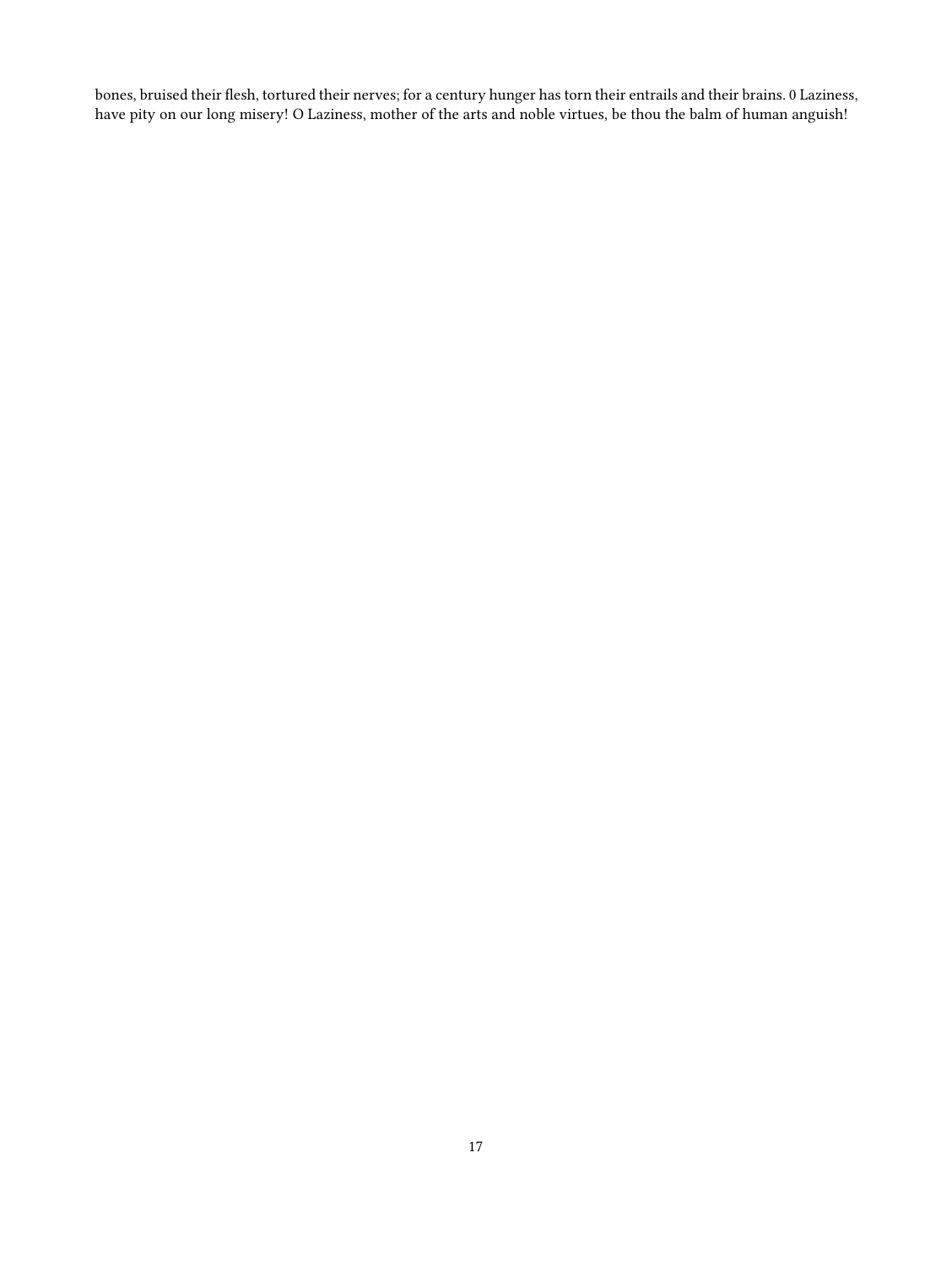bones, bruised their flesh, tortured their nerves; for a century hunger has torn their entrails and their brains. 0 Laziness, have pity on our long misery! O Laziness, mother of the arts and noble virtues, be thou the balm of human anguish!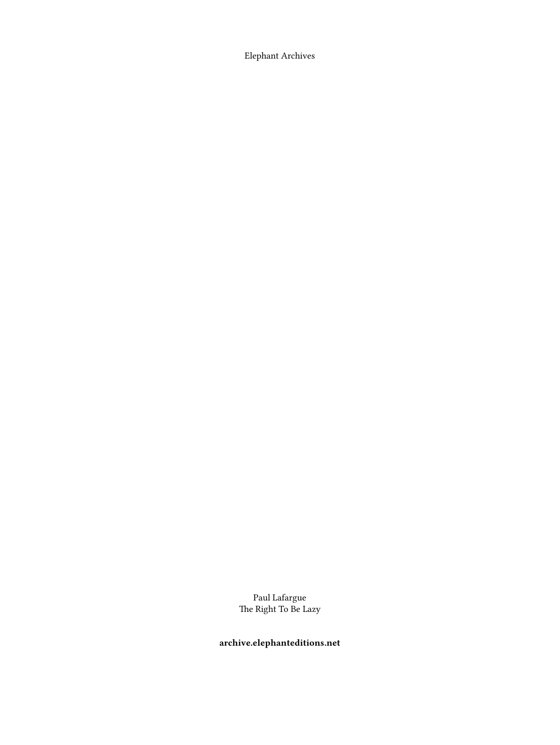Elephant Archives

Paul Lafargue
The Right To Be Lazy

**archive.elephanteditions.net**